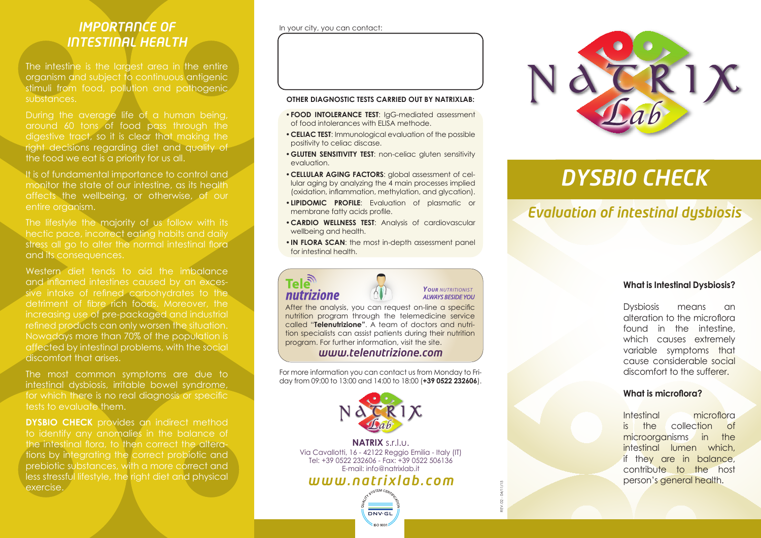# IMPORTANCE OF INTESTINAL HEALTH

The intestine is the largest area in the entire organism and subject to continuous antigenic stimuli from food, pollution and pathogenic substances.

During the average life of a human being, around 60 tons of food pass through the digestive tract, so it is clear that making the right decisions regarding diet and quality of the food we eat is a priority for us all.

It is of fundamental importance to control and monitor the state of our intestine, as its health affects the wellbeing, or otherwise, of our entire organism.

The lifestyle the majority of us follow with its hectic pace, incorrect eating habits and daily stress all go to alter the normal intestinal flora and its consequences.

Western diet tends to aid the imbalance and inflamed intestines caused by an excessive intake of refined carbohydrates to the detriment of fibre rich foods. Moreover, the increasing use of pre-packaged and industrial refined products can only worsen the situation. Nowadays more than 70% of the population is affected by intestinal problems, with the social discomfort that arises.

The most common symptoms are due to intestinal dysbiosis, irritable bowel syndrome, for which there is no real diagnosis or specific tests to evaluate them.

**DYSBIO CHECK** provides an indirect method to identify any anomalies in the balance of the intestinal flora, to then correct the alterations by integrating the correct probiotic and prebiotic substances, with a more correct and less stressful lifestyle, the right diet and physical exercise.

In your city, you can contact:

**OTHER DIAGNOSTIC TESTS CARRIED OUT BY NATRIXLAB:**

- **FOOD INTOLERANCE TEST**: IgG-mediated assessment of food intolerances with ELISA methode.
- **CELIAC TEST**: Immunological evaluation of the possible positivity to celiac discase.
- **GLUTEN SENSITIVITY TEST**: non-celiac gluten sensitivity evaluation.
- **CELLULAR AGING FACTORS**: global assessment of cellular aging by analyzing the 4 main processes implied (oxidation, inflammation, methylation, and glycation).
- **LIPIDOMIC PROFILE**: Evaluation of plasmatic or membrane fatty acids profile.
- **CARDIO WELLNESS TEST**: Analysis of cardiovascular wellbeing and health.
- **IN FLORA SCAN**: the most in-depth assessment panel for intestinal health.

**Tele nutrizione** — *YOUR NUTRITIONIST ALWAYS BESIDE YOU*

After the analysis, you can request on-line a specific nutrition program through the telemedicine service called "**Telenutrizione**". A team of doctors and nutrition specialists can assist patients during their nutrition program. For further information, visit the site.

*www.telenutrizione.com*

For more information you can contact us from Monday to Friday from 09:00 to 13:00 and 14:00 to 18:00 (**+39 0522 232606**).

**NATRIX** s.r.l.u.
Via Cavallotti, 16 - 42122 Reggio Emilia - Italy (IT)
Tel: +39 0522 232606 - Fax: +39 0522 506136
E-mail: info@natrixlab.it

*www.natrixlab.com*

REV 02 - 04/11/15

# DYSBIO CHECK

## Evaluation of intestinal dysbiosis

### What is Intestinal Dysbiosis?

Dysbiosis means an alteration to the microflora found in the intestine, which causes extremely variable symptoms that cause considerable social discomfort to the sufferer.

### What is microflora?

Intestinal microflora is the collection of microorganisms in the intestinal lumen which, if they are in balance, contribute to the host person's general health.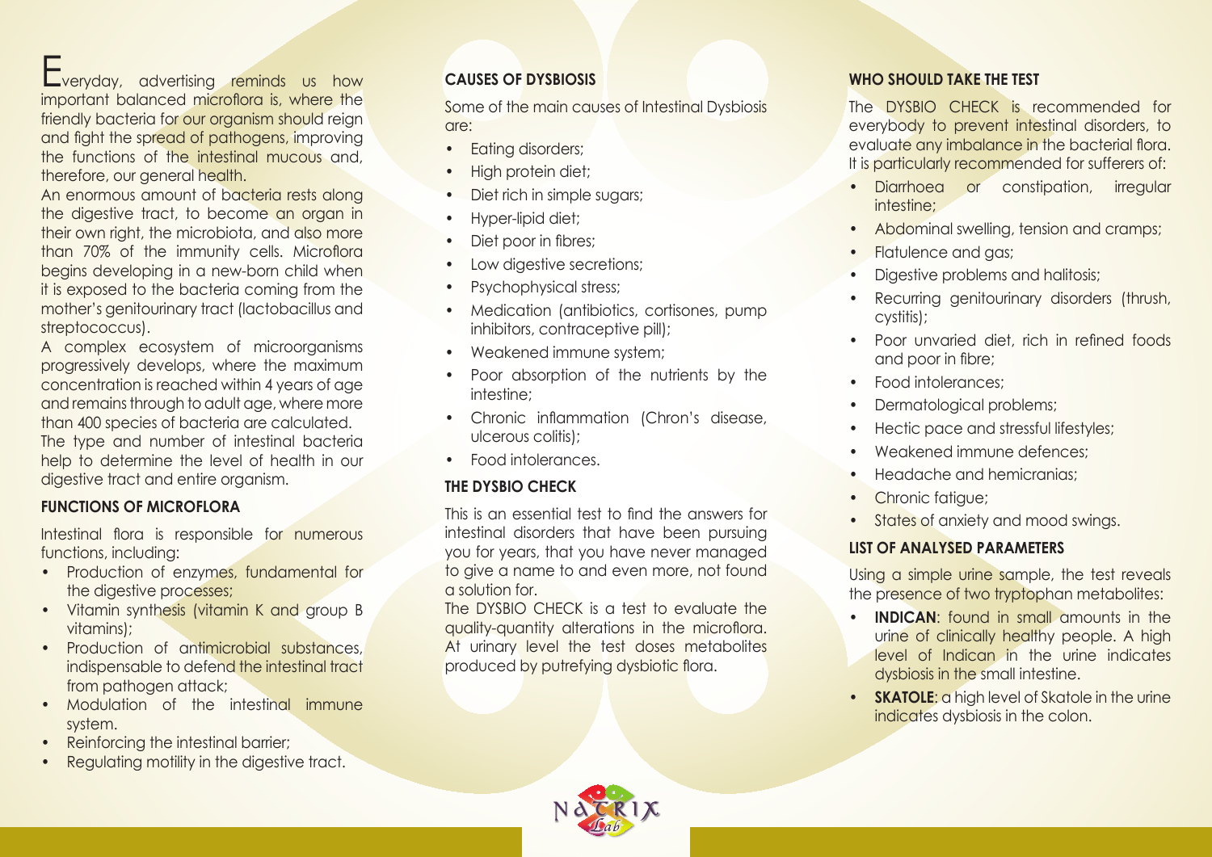Everyday, advertising reminds us how important balanced microflora is, where the friendly bacteria for our organism should reign and fight the spread of pathogens, improving the functions of the intestinal mucous and, therefore, our general health.

An enormous amount of bacteria rests along the digestive tract, to become an organ in their own right, the microbiota, and also more than 70% of the immunity cells. Microflora begins developing in a new-born child when it is exposed to the bacteria coming from the mother's genitourinary tract (lactobacillus and streptococcus).

A complex ecosystem of microorganisms progressively develops, where the maximum concentration is reached within 4 years of age and remains through to adult age, where more than 400 species of bacteria are calculated.

The type and number of intestinal bacteria help to determine the level of health in our digestive tract and entire organism.

### FUNCTIONS OF MICROFLORA

Intestinal flora is responsible for numerous functions, including:

- Production of enzymes, fundamental for the digestive processes;
- Vitamin synthesis (vitamin K and group B vitamins);
- Production of antimicrobial substances, indispensable to defend the intestinal tract from pathogen attack;
- Modulation of the intestinal immune system.
- Reinforcing the intestinal barrier;
- Regulating motility in the digestive tract.

### CAUSES OF DYSBIOSIS

Some of the main causes of Intestinal Dysbiosis are:

- Eating disorders;
- High protein diet;
- Diet rich in simple sugars;
- Hyper-lipid diet;
- Diet poor in fibres;
- Low digestive secretions;
- Psychophysical stress;
- Medication (antibiotics, cortisones, pump inhibitors, contraceptive pill);
- Weakened immune system;
- Poor absorption of the nutrients by the intestine;
- Chronic inflammation (Chron's disease, ulcerous colitis);
- Food intolerances.

### THE DYSBIO CHECK

This is an essential test to find the answers for intestinal disorders that have been pursuing you for years, that you have never managed to give a name to and even more, not found a solution for.

The DYSBIO CHECK is a test to evaluate the quality-quantity alterations in the microflora. At urinary level the test doses metabolites produced by putrefying dysbiotic flora.

### WHO SHOULD TAKE THE TEST

The DYSBIO CHECK is recommended for everybody to prevent intestinal disorders, to evaluate any imbalance in the bacterial flora. It is particularly recommended for sufferers of:

- Diarrhoea or constipation, irregular intestine;
- Abdominal swelling, tension and cramps;
- Flatulence and gas;
- Digestive problems and halitosis;
- Recurring genitourinary disorders (thrush, cystitis);
- Poor unvaried diet, rich in refined foods and poor in fibre;
- Food intolerances;
- Dermatological problems;
- Hectic pace and stressful lifestyles;
- Weakened immune defences;
- Headache and hemicranias;
- Chronic fatigue;
- States of anxiety and mood swings.

### LIST OF ANALYSED PARAMETERS

Using a simple urine sample, the test reveals the presence of two tryptophan metabolites:

- **INDICAN**: found in small amounts in the urine of clinically healthy people. A high level of Indican in the urine indicates dysbiosis in the small intestine.
- **SKATOLE**: a high level of Skatole in the urine indicates dysbiosis in the colon.

NATRIX Lab